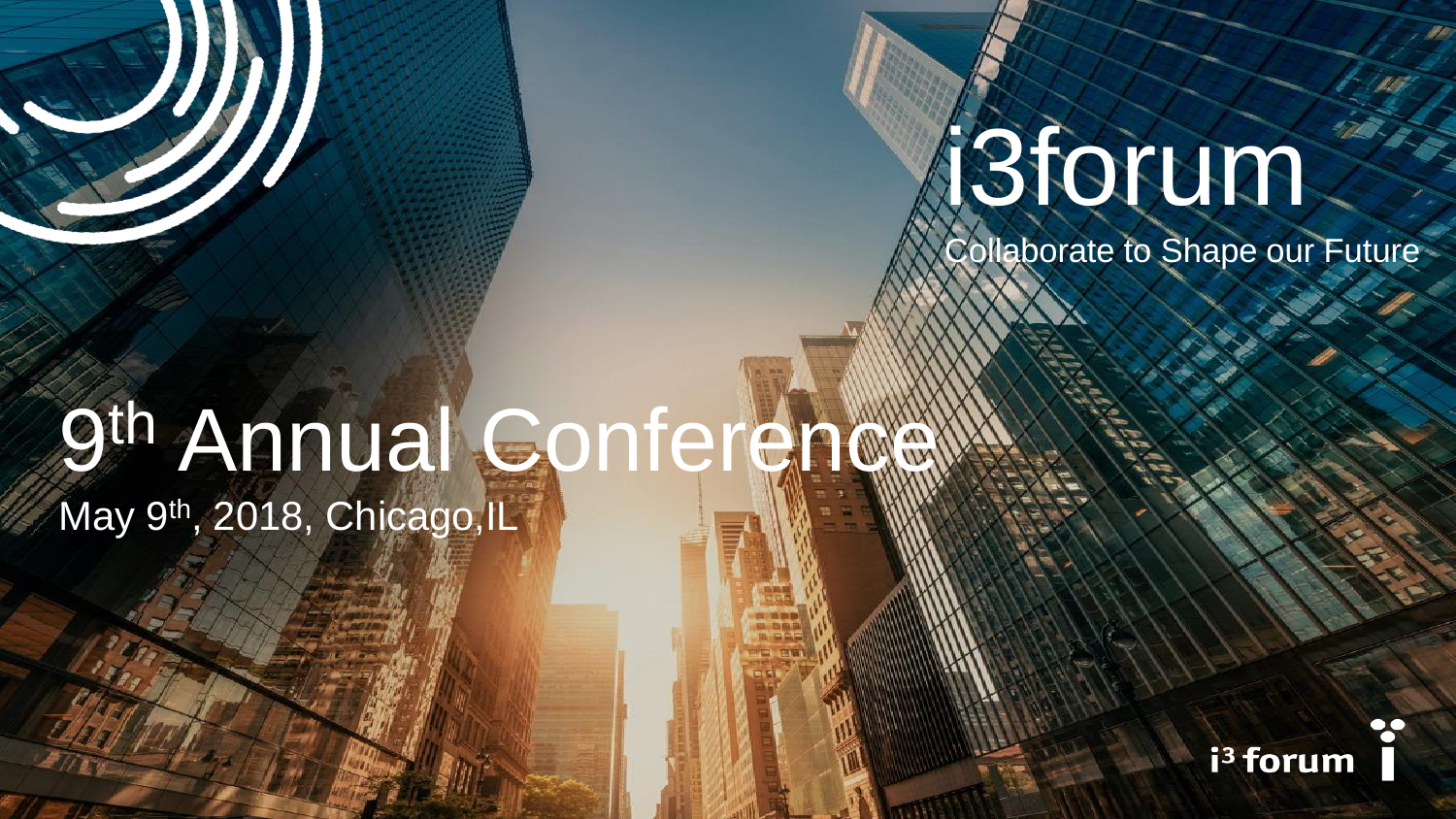# i3forum

Collaborate to Shape our Future

# 9th Annual Conference

May 9th, 2018, Chicago,IL

i3 forum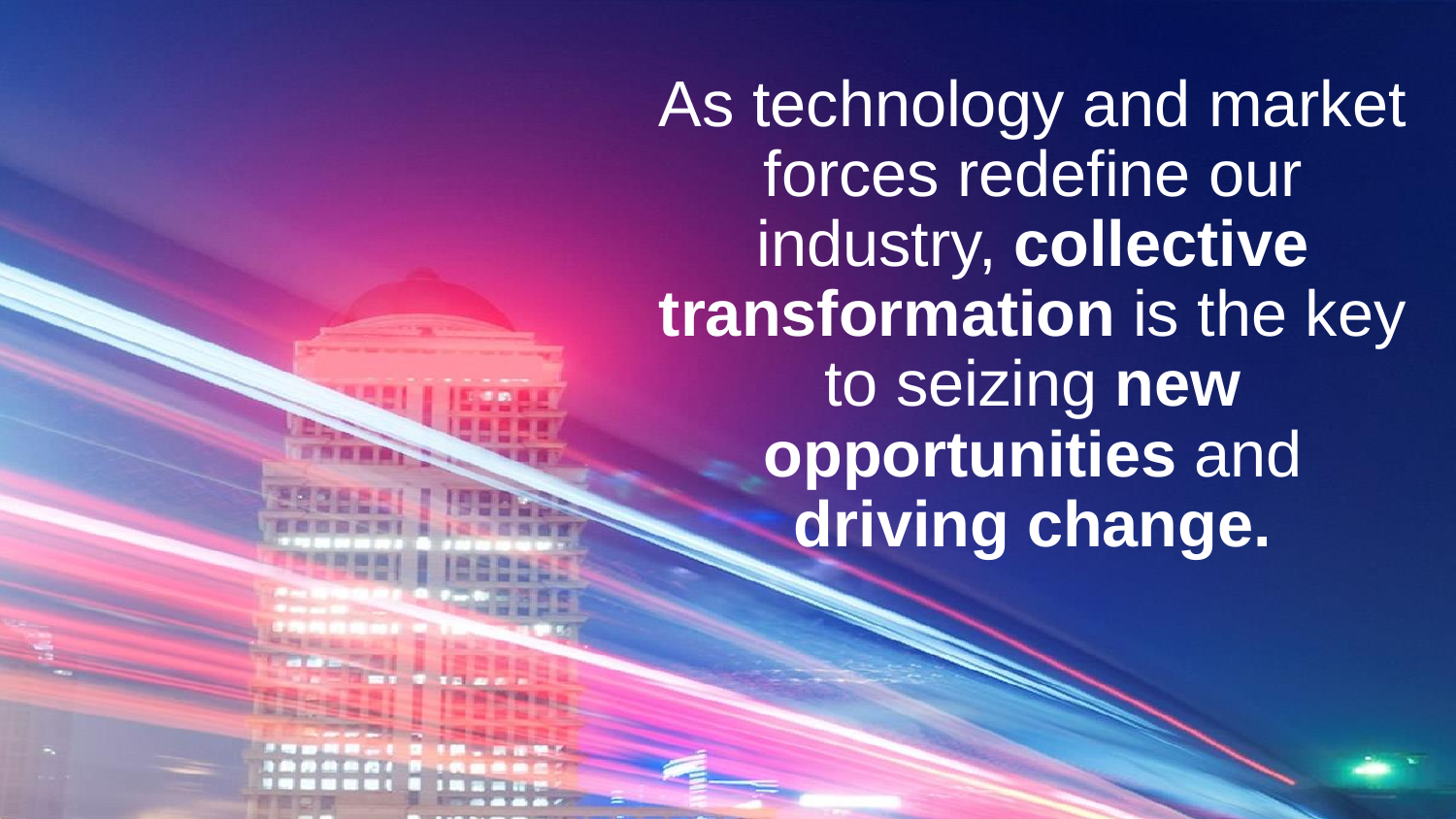As technology and market forces redefine our industry, **collective transformation** is the key to seizing **new opportunities** and **driving change.**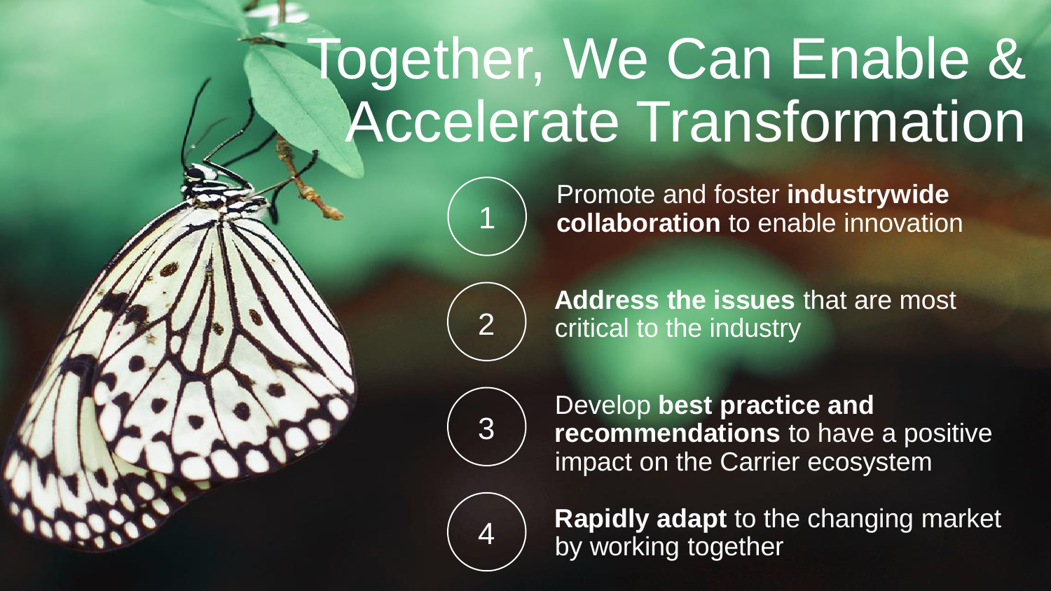# Together, We Can Enable & Accelerate Transformation

1. Promote and foster **industrywide collaboration** to enable innovation
2. **Address the issues** that are most critical to the industry
3. Develop **best practice and recommendations** to have a positive impact on the Carrier ecosystem
4. **Rapidly adapt** to the changing market by working together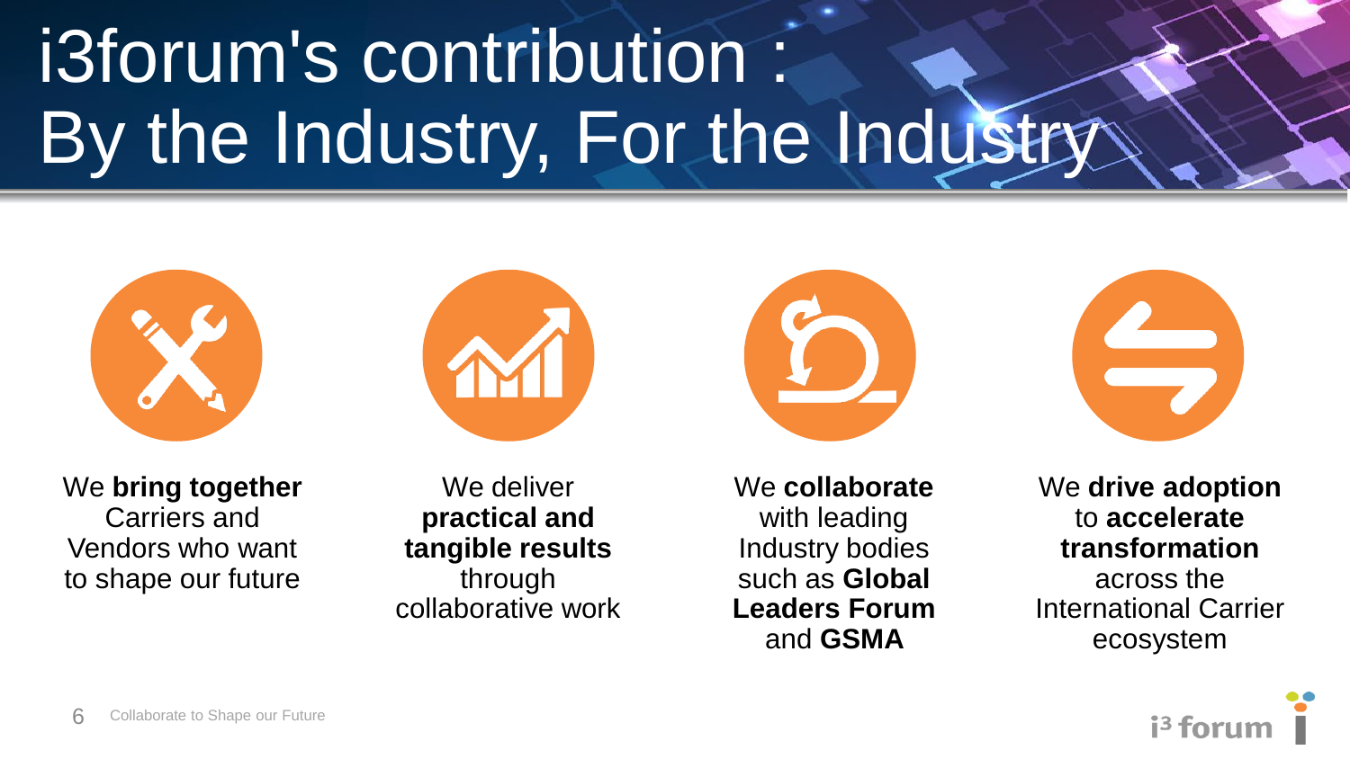# i3forum's contribution : By the Industry, For the Industry

We **bring together** Carriers and Vendors who want to shape our future

We deliver **practical and tangible results** through collaborative work

We **collaborate** with leading Industry bodies such as **Global Leaders Forum** and **GSMA**

We **drive adoption** to **accelerate transformation** across the International Carrier ecosystem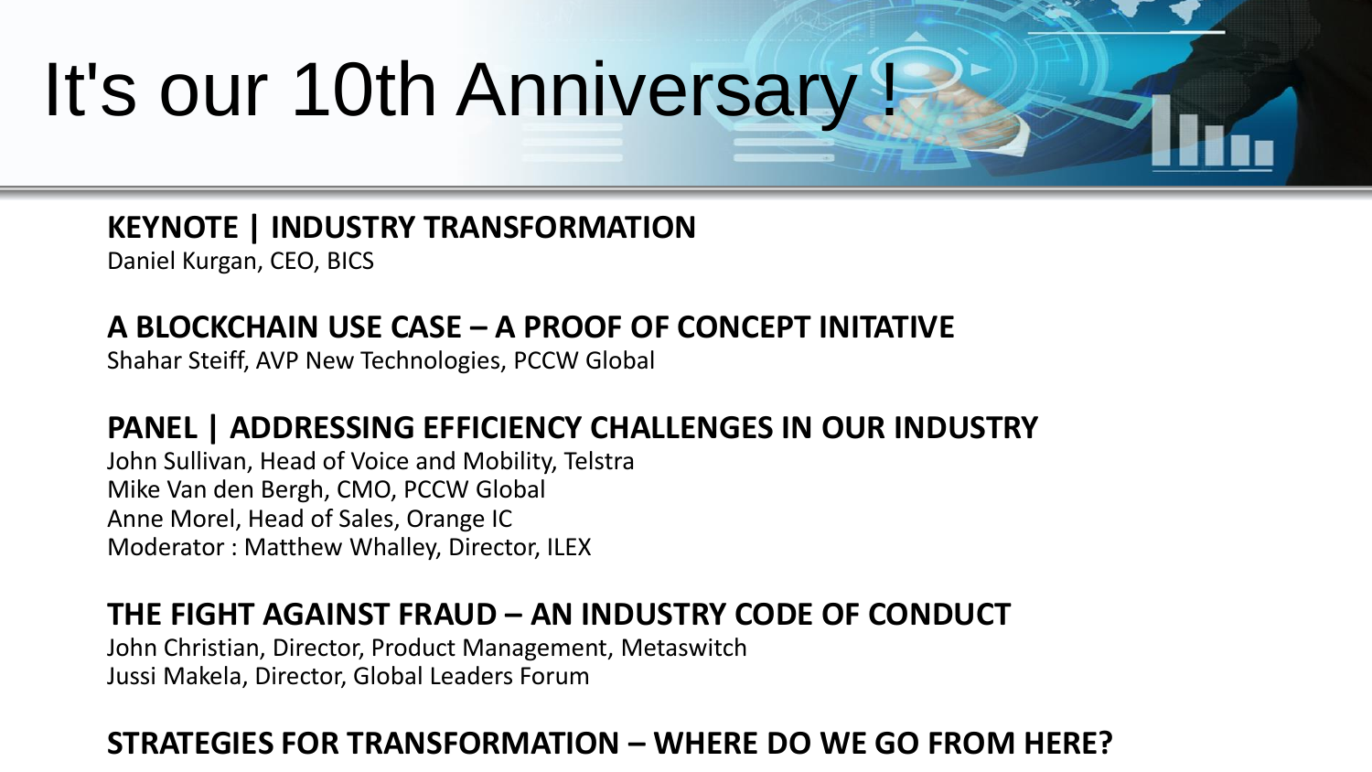# It's our 10th Anniversary !

**KEYNOTE | INDUSTRY TRANSFORMATION**

Daniel Kurgan, CEO, BICS

**A BLOCKCHAIN USE CASE – A PROOF OF CONCEPT INITATIVE**

Shahar Steiff, AVP New Technologies, PCCW Global

**PANEL | ADDRESSING EFFICIENCY CHALLENGES IN OUR INDUSTRY**

John Sullivan, Head of Voice and Mobility, Telstra
Mike Van den Bergh, CMO, PCCW Global
Anne Morel, Head of Sales, Orange IC
Moderator : Matthew Whalley, Director, ILEX

**THE FIGHT AGAINST FRAUD – AN INDUSTRY CODE OF CONDUCT**

John Christian, Director, Product Management, Metaswitch
Jussi Makela, Director, Global Leaders Forum

**STRATEGIES FOR TRANSFORMATION – WHERE DO WE GO FROM HERE?**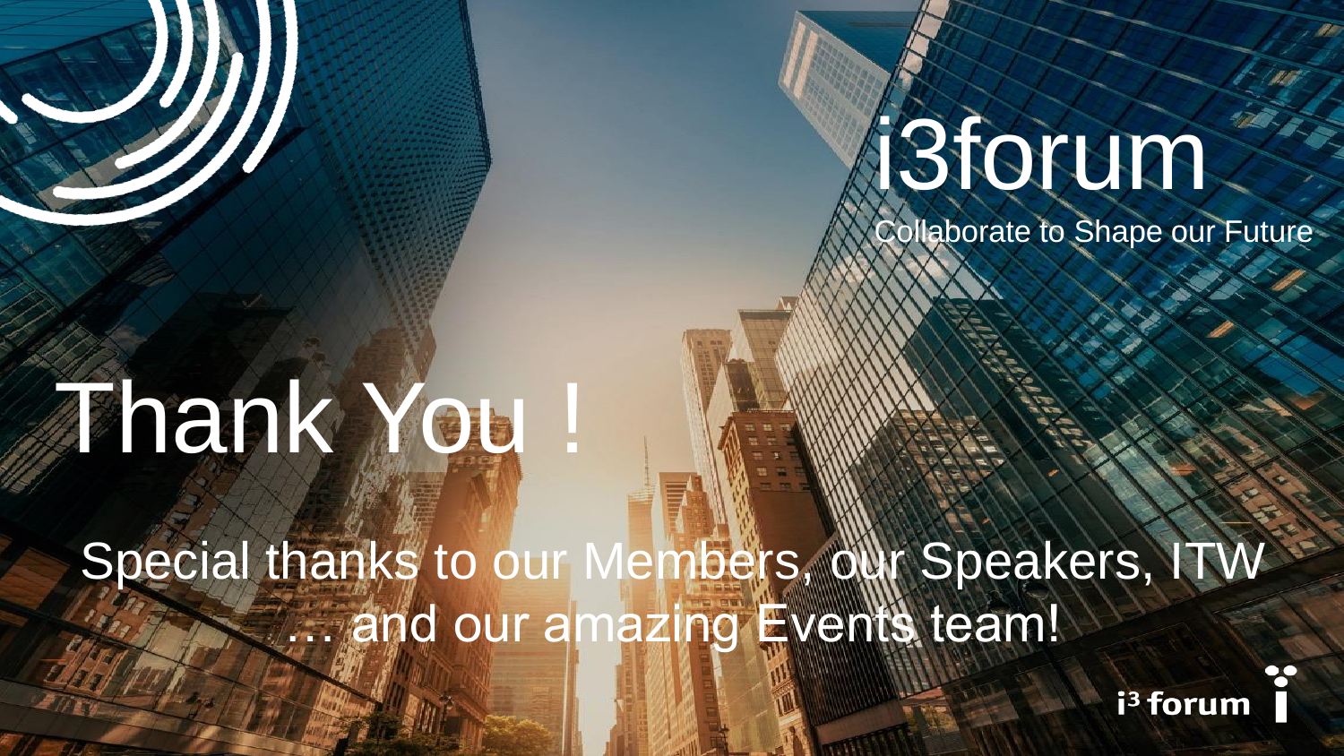i3forum

Collaborate to Shape our Future

# Thank You !

Special thanks to our Members, our Speakers, ITW … and our amazing Events team!

i³ forum